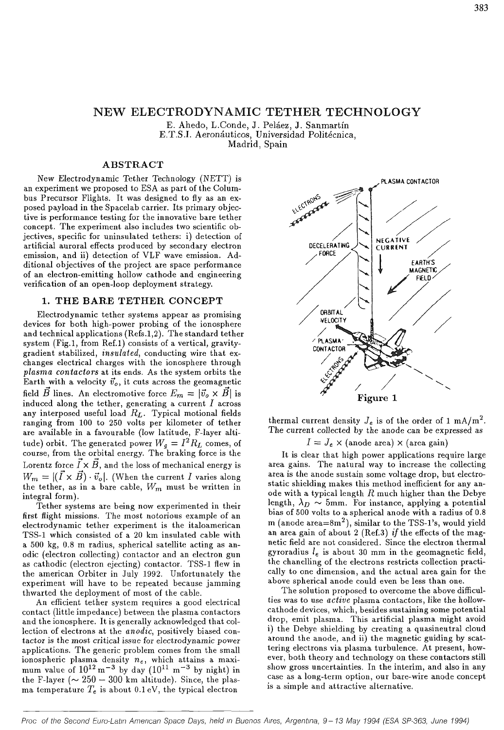# NEW ELECTRODYNAMIC TETHER TECHNOLOGY

E. Ahedo, L.Conde, J. Peláez, J. Sanmartín
E.T.S.I. Aeronáuticos, Universidad Politécnica,
Madrid, Spain

## ABSTRACT

New Electrodynamic Tether Technology (NETT) is an experiment we proposed to ESA as part of the Columbus Precursor Flights. It was designed to fly as an exposed payload in the Spacelab carrier. Its primary objective is performance testing for the innovative bare tether concept. The experiment also includes two scientific objectives, specific for uninsulated tethers: i) detection of artificial auroral effects produced by secondary electron emission, and ii) detection of VLF wave emission. Additional objectives of the project are space performance of an electron-emitting hollow cathode and engineering verification of an open-loop deployment strategy.

## 1. THE BARE TETHER CONCEPT

Electrodynamic tether systems appear as promising devices for both high-power probing of the ionosphere and technical applications (Refs.1,2). The standard tether system (Fig.1, from Ref.1) consists of a vertical, gravity-gradient stabilized, *insulated*, conducting wire that exchanges electrical charges with the ionosphere through *plasma contactors* at its ends. As the system orbits the Earth with a velocity $\vec{v}_o$, it cuts across the geomagnetic field $\vec{B}$ lines. An electromotive force $E_m = |\vec{v}_o \times \vec{B}|$ is induced along the tether, generating a current $I$ across any interposed useful load $R_L$. Typical motional fields ranging from 100 to 250 volts per kilometer of tether are available in a favourable (low latitude, F-layer altitude) orbit. The generated power $W_g = I^2 R_L$ comes, of course, from the orbital energy. The braking force is the Lorentz force $\vec{I} \times \vec{B}$, and the loss of mechanical energy is $W_m = |(\vec{I} \times \vec{B}) \cdot \vec{v}_o|$. (When the current $I$ varies along the tether, as in a bare cable, $W_m$ must be written in integral form).

Tether systems are being now experimented in their first flight missions. The most notorious example of an electrodynamic tether experiment is the italoamerican TSS-1 which consisted of a 20 km insulated cable with a 500 kg, 0.8 m radius, spherical satellite acting as anodic (electron collecting) contactor and an electron gun as cathodic (electron ejecting) contactor. TSS-1 flew in the american Orbiter in July 1992. Unfortunately the experiment will have to be repeated because jamming thwarted the deployment of most of the cable.

An efficient tether system requires a good electrical contact (little impedance) between the plasma contactors and the ionosphere. It is generally acknowledged that collection of electrons at the *anodic*, positively biased contactor *is the most critical issue for electrodynamic power* applications. The generic problem comes from the small ionospheric plasma density $n_e$, which attains a maximum value of $10^{12}\,\mathrm{m}^{-3}$ by day ($10^{11}\,\mathrm{m}^{-3}$ by night) in the F-layer ($\sim 250-300$ km altitude). Since, the plasma temperature $T_e$ is about 0.1 eV, the typical electron thermal current density $J_e$ is of the order of 1 mA/m$^2$. The current collected by the anode can be expressed as

$$I = J_e \times (\text{anode area}) \times (\text{area gain})$$

It is clear that high power applications require large area gains. The natural way to increase the collecting area is the anode sustain some voltage drop, but electrostatic shielding makes this method inefficient for any anode with a typical length $R$ much higher than the Debye length, $\lambda_D \sim 5$mm. For instance, applying a potential bias of 500 volts to a spherical anode with a radius of 0.8 m (anode area=8m$^2$), similar to the TSS-1's, would yield an area gain of about 2 (Ref.3) *if* the effects of the magnetic field are not considered. Since the electron thermal gyroradius $l_e$ is about 30 mm in the geomagnetic field, the channelling of the electrons restricts collection practically to one dimension, and the actual area gain for the above spherical anode could even be less than one.

The solution proposed to overcome the above difficulties was to use *active* plasma contactors, like the hollow-cathode devices, which, besides sustaining some potential drop, emit plasma. This artificial plasma might avoid i) the Debye shielding by creating a quasineutral cloud around the anode, and ii) the magnetic guiding by scattering electrons via plasma turbulence. At present, however, both theory and technology on these contactors still show gross uncertainties. In the interim, and also in any case as a long-term option, our bare-wire anode concept is a simple and attractive alternative.

PLASMA CONTACTOR, ELECTRONS, DECELERATING FORCE, NEGATIVE CURRENT, EARTH'S MAGNETIC FIELD, ORBITAL VELOCITY, PLASMA CONTACTOR, ELECTRONS

Figure 1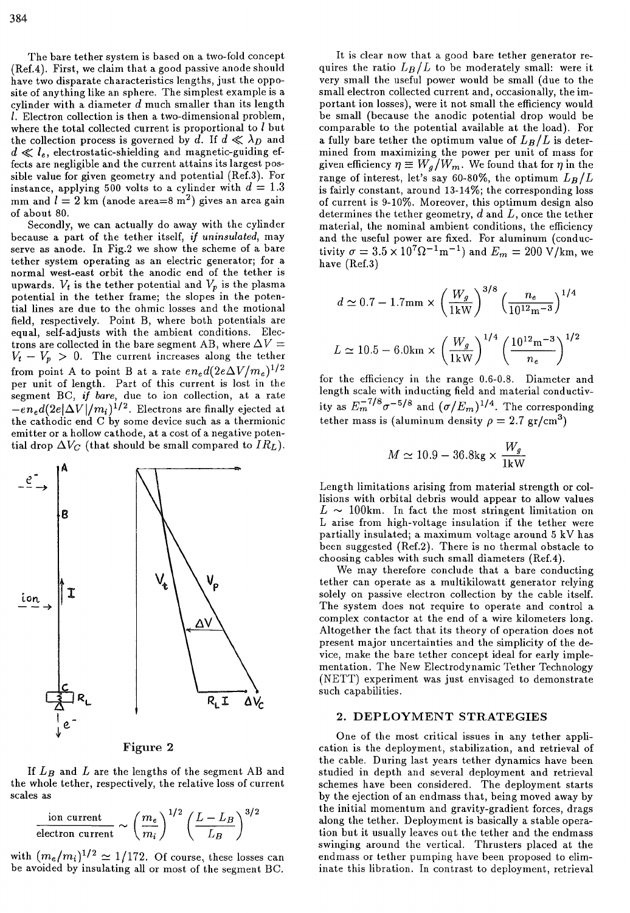The bare tether system is based on a two-fold concept (Ref.4). First, we claim that a good passive anode should have two disparate characteristics lengths, just the opposite of anything like an sphere. The simplest example is a cylinder with a diameter $d$ much smaller than its length $l$. Electron collection is then a two-dimensional problem, where the total collected current is proportional to $l$ but the collection process is governed by $d$. If $d \ll \lambda_D$ and $d \ll l_e$, electrostatic-shielding and magnetic-guiding effects are negligible and the current attains its largest possible value for given geometry and potential (Ref.3). For instance, applying 500 volts to a cylinder with $d = 1.3$ mm and $l = 2$ km (anode area=8 m$^2$) gives an area gain of about 80.

Secondly, we can actually do away with the cylinder because a part of the tether itself, *if uninsulated*, may serve as anode. In Fig.2 we show the scheme of a bare tether system operating as an electric generator; for a normal west-east orbit the anodic end of the tether is upwards. $V_t$ is the tether potential and $V_p$ is the plasma potential in the tether frame; the slopes in the potential lines are due to the ohmic losses and the motional field, respectively. Point B, where both potentials are equal, self-adjusts with the ambient conditions. Electrons are collected in the bare segment AB, where $\Delta V = V_t - V_p > 0$. The current increases along the tether from point A to point B at a rate $en_e d(2e\Delta V/m_e)^{1/2}$ per unit of length. Part of this current is lost in the segment BC, *if bare*, due to ion collection, at a rate $-en_e d(2e|\Delta V|/m_i)^{1/2}$. Electrons are finally ejected at the cathodic end C by some device such as a thermionic emitter or a hollow cathode, at a cost of a negative potential drop $\Delta V_C$ (that should be small compared to $IR_L$).

Figure 2

If $L_B$ and $L$ are the lengths of the segment AB and the whole tether, respectively, the relative loss of current scales as

$$\frac{\text{ion current}}{\text{electron current}} \sim \left(\frac{m_e}{m_i}\right)^{1/2} \left(\frac{L - L_B}{L_B}\right)^{3/2}$$

with $(m_e/m_i)^{1/2} \simeq 1/172$. Of course, these losses can be avoided by insulating all or most of the segment BC.

It is clear now that a good bare tether generator requires the ratio $L_B/L$ to be moderately small: were it very small the useful power would be small (due to the small electron collected current and, occasionally, the important ion losses), were it not small the efficiency would be small (because the anodic potential drop would be comparable to the potential available at the load). For a fully bare tether the optimum value of $L_B/L$ is determined from maximizing the power per unit of mass for given efficiency $\eta \equiv W_g/W_m$. We found that for $\eta$ in the range of interest, let's say 60-80%, the optimum $L_B/L$ is fairly constant, around 13-14%; the corresponding loss of current is 9-10%. Moreover, this optimum design also determines the tether geometry, $d$ and $L$, once the tether material, the nominal ambient conditions, the efficiency and the useful power are fixed. For aluminum (conductivity $\sigma = 3.5 \times 10^7 \Omega^{-1}\text{m}^{-1}$) and $E_m = 200$ V/km, we have (Ref.3)

$$d \simeq 0.7 - 1.7\text{mm} \times \left(\frac{W_g}{1\text{kW}}\right)^{3/8} \left(\frac{n_e}{10^{12}\text{m}^{-3}}\right)^{1/4}$$

$$L \simeq 10.5 - 6.0\text{km} \times \left(\frac{W_g}{1\text{kW}}\right)^{1/4} \left(\frac{10^{12}\text{m}^{-3}}{n_e}\right)^{1/2}$$

for the efficiency in the range 0.6-0.8. Diameter and length scale with inducting field and material conductivity as $E_m^{-7/8}\sigma^{-5/8}$ and $(\sigma/E_m)^{1/4}$. The corresponding tether mass is (aluminum density $\rho = 2.7$ gr/cm$^3$)

$$M \simeq 10.9 - 36.8\text{kg} \times \frac{W_g}{1\text{kW}}$$

Length limitations arising from material strength or collisions with orbital debris would appear to allow values $L \sim 100$km. In fact the most stringent limitation on L arise from high-voltage insulation if the tether were partially insulated; a maximum voltage around 5 kV has been suggested (Ref.2). There is no thermal obstacle to choosing cables with such small diameters (Ref.4).

We may therefore conclude that a bare conducting tether can operate as a multikilowatt generator relying solely on passive electron collection by the cable itself. The system does not require to operate and control a complex contactor at the end of a wire kilometers long. Altogether the fact that its theory of operation does not present major uncertainties and the simplicity of the device, make the bare tether concept ideal for early implementation. The New Electrodynamic Tether Technology (NETT) experiment was just envisaged to demonstrate such capabilities.

## 2. DEPLOYMENT STRATEGIES

One of the most critical issues in any tether application is the deployment, stabilization, and retrieval of the cable. During last years tether dynamics have been studied in depth and several deployment and retrieval schemes have been considered. The deployment starts by the ejection of an endmass that, being moved away by the initial momentum and gravity-gradient forces, drags along the tether. Deployment is basically a stable operation but it usually leaves out the tether and the endmass swinging around the vertical. Thrusters placed at the endmass or tether pumping have been proposed to eliminate this libration. In contrast to deployment, retrieval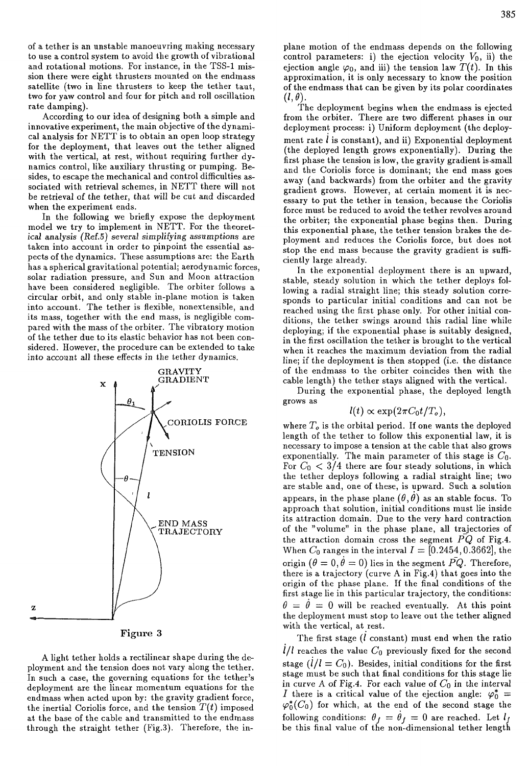of a tether is an unstable manoeuvring making necessary to use a control system to avoid the growth of vibrational and rotational motions. For instance, in the TSS-1 mission there were eight thrusters mounted on the endmass satellite (two in line thrusters to keep the tether taut, two for yaw control and four for pitch and roll oscillation rate damping).

According to our idea of designing both a simple and innovative experiment, the main objective of the dynamical analysis for NETT is to obtain an open loop strategy for the deployment, that leaves out the tether aligned with the vertical, at rest, without requiring further dynamics control, like auxiliary thrusting or pumping. Besides, to escape the mechanical and control difficulties associated with retrieval schemes, in NETT there will not be retrieval of the tether, that will be cut and discarded when the experiment ends.

In the following we briefly expose the deployment model we try to implement in NETT. For the theoretical analysis (Ref.5) several simplifying assumptions are taken into account in order to pinpoint the essential aspects of the dynamics. These assumptions are: the Earth has a spherical gravitational potential; aerodynamic forces, solar radiation pressure, and Sun and Moon attraction have been considered negligible. The orbiter follows a circular orbit, and only stable in-plane motion is taken into account. The tether is flexible, nonextensible, and its mass, together with the end mass, is negligible compared with the mass of the orbiter. The vibratory motion of the tether due to its elastic behavior has not been considered. However, the procedure can be extended to take into account all these effects in the tether dynamics.

Figure 3

A light tether holds a rectilinear shape during the deployment and the tension does not vary along the tether. In such a case, the governing equations for the tether's deployment are the linear momentum equations for the endmass when acted upon by: the gravity gradient force, the inertial Coriolis force, and the tension $T(t)$ imposed at the base of the cable and transmitted to the endmass through the straight tether (Fig.3). Therefore, the in-plane motion of the endmass depends on the following control parameters: i) the ejection velocity $V_0$, ii) the ejection angle $\varphi_0$, and iii) the tension law $T(t)$. In this approximation, it is only necessary to know the position of the endmass that can be given by its polar coordinates $(l, \theta)$.

The deployment begins when the endmass is ejected from the orbiter. There are two different phases in our deployment process: i) Uniform deployment (the deployment rate $\dot{l}$ is constant), and ii) Exponential deployment (the deployed length grows exponentially). During the first phase the tension is low, the gravity gradient is small and the Coriolis force is dominant; the end mass goes away (and backwards) from the orbiter and the gravity gradient grows. However, at certain moment it is necessary to put the tether in tension, because the Coriolis force must be reduced to avoid the tether revolves around the orbiter; the exponential phase begins then. During this exponential phase, the tether tension brakes the deployment and reduces the Coriolis force, but does not stop the end mass because the gravity gradient is sufficiently large already.

In the exponential deployment there is an upward, stable, steady solution in which the tether deploys following a radial straight line; this steady solution corresponds to particular initial conditions and can not be reached using the first phase only. For other initial conditions, the tether swings around this radial line while deploying; if the exponential phase is suitably designed, in the first oscillation the tether is brought to the vertical when it reaches the maximum deviation from the radial line; if the deployment is then stopped (i.e. the distance of the endmass to the orbiter coincides then with the cable length) the tether stays aligned with the vertical.

During the exponential phase, the deployed length grows as

$$l(t) \propto \exp(2\pi C_0 t / T_o),$$

where $T_o$ is the orbital period. If one wants the deployed length of the tether to follow this exponential law, it is necessary to impose a tension at the cable that also grows exponentially. The main parameter of this stage is $C_0$. For $C_0 < 3/4$ there are four steady solutions, in which the tether deploys following a radial straight line; two are stable and, one of these, is upward. Such a solution appears, in the phase plane $(\theta, \dot{\theta})$ as an stable focus. To approach that solution, initial conditions must lie inside its attraction domain. Due to the very hard contraction of the "volume" in the phase plane, all trajectories of the attraction domain cross the segment $\bar{PQ}$ of Fig.4. When $C_0$ ranges in the interval $I = [0.2454, 0.3662]$, the origin $(\theta = 0, \dot{\theta} = 0)$ lies in the segment $\bar{PQ}$. Therefore, there is a trajectory (curve A in Fig.4) that goes into the origin of the phase plane. If the final conditions of the first stage lie in this particular trajectory, the conditions: $\theta = \dot{\theta} = 0$ will be reached eventually. At this point the deployment must stop to leave out the tether aligned with the vertical, at rest.

The first stage ($\dot{l}$ constant) must end when the ratio $\dot{l}/l$ reaches the value $C_0$ previously fixed for the second stage ($\dot{l}/l = C_0$). Besides, initial conditions for the first stage must be such that final conditions for this stage lie in curve A of Fig.4. For each value of $C_0$ in the interval $I$ there is a critical value of the ejection angle: $\varphi_0^* = \varphi_0^*(C_0)$ for which, at the end of the second stage the following conditions: $\theta_f = \dot{\theta}_f = 0$ are reached. Let $l_f$ be this final value of the non-dimensional tether length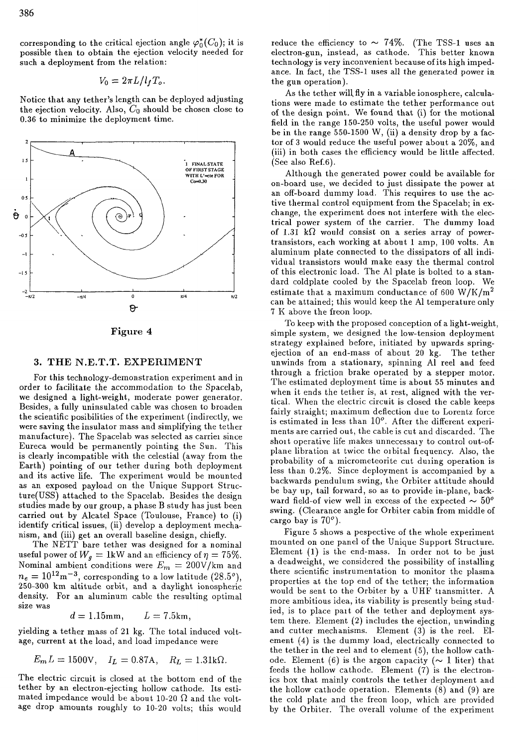corresponding to the critical ejection angle $\varphi_0^*(C_0)$; it is possible then to obtain the ejection velocity needed for such a deployment from the relation:

$$V_0 = 2\pi L / l_f T_o.$$

Notice that any tether's length can be deployed adjusting the ejection velocity. Also, $C_0$ should be chosen close to 0.36 to minimize the deployment time.

Figure 4

## 3. THE N.E.T.T. EXPERIMENT

For this technology-demonstration experiment and in order to facilitate the accommodation to the Spacelab, we designed a light-weight, moderate power generator. Besides, a fully uninsulated cable was chosen to broaden the scientific posibilities of the experiment (indirectly, we were saving the insulator mass and simplifying the tether manufacture). The Spacelab was selected as carrier since Eureca would be permanently pointing the Sun. This is clearly incompatible with the celestial (away from the Earth) pointing of our tether during both deployment and its active life. The experiment would be mounted as an exposed payload on the Unique Support Structure(USS) attached to the Spacelab. Besides the design studies made by our group, a phase B study has just been carried out by Alcatel Space (Toulouse, France) to (i) identify critical issues, (ii) develop a deployment mechanism, and (iii) get an overall baseline design, chiefly.

The NETT bare tether was designed for a nominal useful power of $W_g$ = 1kW and an efficiency of $\eta$ = 75%. Nominal ambient conditions were $E_m$ = 200V/km and $n_e = 10^{12}\text{m}^{-3}$, corresponding to a low latitude ($28.5^o$), 250-300 km altitude orbit, and a daylight ionospheric density. For an aluminum cable the resulting optimal size was

$$d = 1.15\text{mm}, \qquad L = 7.5\text{km},$$

yielding a tether mass of 21 kg. The total induced voltage, current at the load, and load impedance were

$$E_m L = 1500\text{V}, \quad I_L = 0.87\text{A}, \quad R_L = 1.31\text{k}\Omega.$$

The electric circuit is closed at the bottom end of the tether by an electron-ejecting hollow cathode. Its estimated impedance would be about 10-20 $\Omega$ and the voltage drop amounts roughly to 10-20 volts; this would reduce the efficiency to $\sim$ 74%. (The TSS-1 uses an electron-gun, instead, as cathode. This better known technology is very inconvenient because of its high impedance. In fact, the TSS-1 uses all the generated power in the gun operation).

As the tether will fly in a variable ionosphere, calculations were made to estimate the tether performance out of the design point. We found that (i) for the motional field in the range 150-250 volts, the useful power would be in the range 550-1500 W, (ii) a density drop by a factor of 3 would reduce the useful power about a 20%, and (iii) in both cases the efficiency would be little affected. (See also Ref.6).

Although the generated power could be available for on-board use, we decided to just dissipate the power at an off-board dummy load. This requires to use the active thermal control equipment from the Spacelab; in exchange, the experiment does not interfere with the electrical power system of the carrier. The dummy load of 1.31 k$\Omega$ would consist on a series array of power-transistors, each working at about 1 amp, 100 volts. An aluminum plate connected to the dissipators of all individual transistors would make easy the thermal control of this electronic load. The Al plate is bolted to a standard coldplate cooled by the Spacelab freon loop. We estimate that a maximum conductance of 600 W/K/m$^2$ can be attained; this would keep the Al temperature only 7 K above the freon loop.

To keep with the proposed conception of a light-weight, simple system, we designed the low-tension deployment strategy explained before, initiated by upwards spring-ejection of an end-mass of about 20 kg. The tether unwinds from a stationary, spinning Al reel and feed through a friction brake operated by a stepper motor. The estimated deployment time is about 55 minutes and when it ends the tether is, at rest, aligned with the vertical. When the electric circuit is closed the cable keeps fairly straight; maximum deflection due to Lorentz force is estimated in less than $10^o$. After the different experiments are carried out, the cable is cut and discarded. The short operative life makes unnecessary to control out-of-plane libration at twice the orbital frequency. Also, the probability of a micrometeorite cut during operation is less than 0.2%. Since deployment is accompanied by a backwards pendulum swing, the Orbiter attitude should be bay up, tail forward, so as to provide in-plane, backward field-of-view well in excess of the expected $\sim 50^o$ swing. (Clearance angle for Orbiter cabin from middle of cargo bay is $70^o$).

Figure 5 shows a pespective of the whole experiment mounted on one panel of the Unique Support Structure. Element (1) is the end-mass. In order not to be just a deadweight, we considered the possibility of installing there scientific instrumentation to monitor the plasma properties at the top end of the tether; the information would be sent to the Orbiter by a UHF transmitter. A more ambitious idea, its viability is presently being studied, is to place part of the tether and deployment system there. Element (2) includes the ejection, unwinding and cutter mechanisms. Element (3) is the reel. Element (4) is the dummy load, electrically connected to the tether in the reel and to element (5), the hollow cathode. Element (6) is the argon capacity ($\sim$ 1 liter) that feeds the hollow cathode. Element (7) is the electronics box that mainly controls the tether deployment and the hollow cathode operation. Elements (8) and (9) are the cold plate and the freon loop, which are provided by the Orbiter. The overall volume of the experiment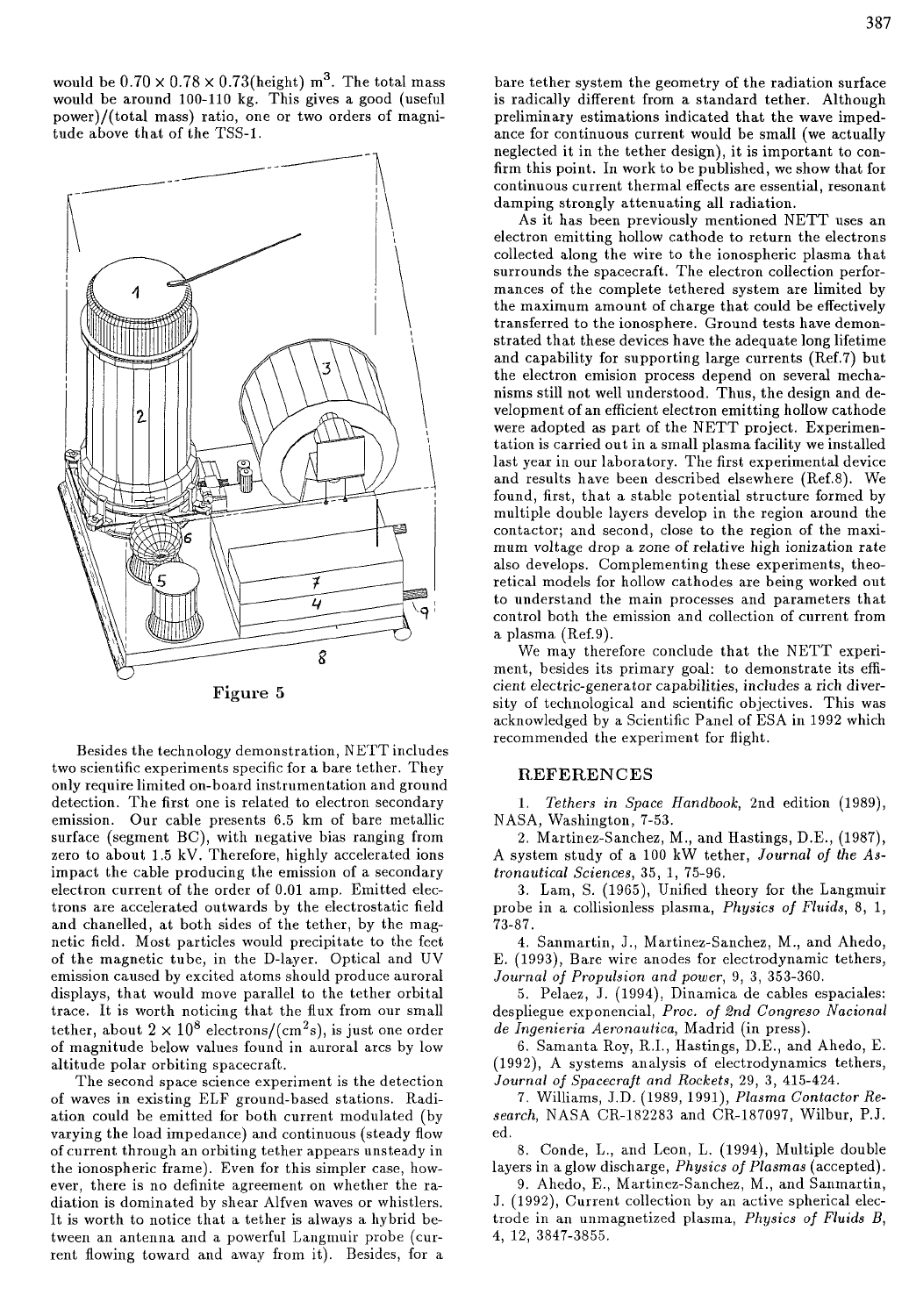would be $0.70 \times 0.78 \times 0.73$(height) $m^3$. The total mass would be around 100-110 kg. This gives a good (useful power)/(total mass) ratio, one or two orders of magnitude above that of the TSS-1.

1
2
3
5
6
7
4
9
8

Figure 5

Besides the technology demonstration, NETT includes two scientific experiments specific for a bare tether. They only require limited on-board instrumentation and ground detection. The first one is related to electron secondary emission. Our cable presents 6.5 km of bare metallic surface (segment BC), with negative bias ranging from zero to about 1.5 kV. Therefore, highly accelerated ions impact the cable producing the emission of a secondary electron current of the order of 0.01 amp. Emitted electrons are accelerated outwards by the electrostatic field and chanelled, at both sides of the tether, by the magnetic field. Most particles would precipitate to the feet of the magnetic tube, in the D-layer. Optical and UV emission caused by excited atoms should produce auroral displays, that would move parallel to the tether orbital trace. It is worth noticing that the flux from our small tether, about $2 \times 10^8$ electrons/($cm^2$s), is just one order of magnitude below values found in auroral arcs by low altitude polar orbiting spacecraft.

The second space science experiment is the detection of waves in existing ELF ground-based stations. Radiation could be emitted for both current modulated (by varying the load impedance) and continuous (steady flow of current through an orbiting tether appears unsteady in the ionospheric frame). Even for this simpler case, however, there is no definite agreement on whether the radiation is dominated by shear Alfven waves or whistlers. It is worth to notice that a tether is always a hybrid between an antenna and a powerful Langmuir probe (current flowing toward and away from it). Besides, for a bare tether system the geometry of the radiation surface is radically different from a standard tether. Although preliminary estimations indicated that the wave impedance for continuous current would be small (we actually neglected it in the tether design), it is important to confirm this point. In work to be published, we show that for continuous current thermal effects are essential, resonant damping strongly attenuating all radiation.

As it has been previously mentioned NETT uses an electron emitting hollow cathode to return the electrons collected along the wire to the ionospheric plasma that surrounds the spacecraft. The electron collection performances of the complete tethered system are limited by the maximum amount of charge that could be effectively transferred to the ionosphere. Ground tests have demonstrated that these devices have the adequate long lifetime and capability for supporting large currents (Ref.7) but the electron emision process depend on several mechanisms still not well understood. Thus, the design and development of an efficient electron emitting hollow cathode were adopted as part of the NETT project. Experimentation is carried out in a small plasma facility we installed last year in our laboratory. The first experimental device and results have been described elsewhere (Ref.8). We found, first, that a stable potential structure formed by multiple double layers develop in the region around the contactor; and second, close to the region of the maximum voltage drop a zone of relative high ionization rate also develops. Complementing these experiments, theoretical models for hollow cathodes are being worked out to understand the main processes and parameters that control both the emission and collection of current from a plasma (Ref.9).

We may therefore conclude that the NETT experiment, besides its primary goal: to demonstrate its *efficient electric-generator* capabilities, includes a rich diversity of technological and scientific objectives. This was acknowledged by a Scientific Panel of ESA in 1992 which recommended the experiment for flight.

## REFERENCES

1. *Tethers in Space Handbook*, 2nd edition (1989), NASA, Washington, 7-53.

2. Martinez-Sanchez, M., and Hastings, D.E., (1987), A system study of a 100 kW tether, *Journal of the Astronautical Sciences*, 35, 1, 75-96.

3. Lam, S. (1965), Unified theory for the Langmuir probe in a collisionless plasma, *Physics of Fluids*, 8, 1, 73-87.

4. Sanmartin, J., Martinez-Sanchez, M., and Ahedo, E. (1993), Bare wire anodes for electrodynamic tethers, *Journal of Propulsion and power*, 9, 3, 353-360.

5. Pelaez, J. (1994), Dinamica de cables espaciales: despliegue exponencial, *Proc. of 2nd Congreso Nacional de Ingenieria Aeronautica*, Madrid (in press).

6. Samanta Roy, R.I., Hastings, D.E., and Ahedo, E. (1992), A systems analysis of electrodynamics tethers, *Journal of Spacecraft and Rockets*, 29, 3, 415-424.

7. Williams, J.D. (1989, 1991), *Plasma Contactor Research*, NASA CR-182283 and CR-187097, Wilbur, P.J. ed.

8. Conde, L., and Leon, L. (1994), Multiple double layers in a glow discharge, *Physics of Plasmas* (accepted).

9. Ahedo, E., Martinez-Sanchez, M., and Sanmartin, J. (1992), Current collection by an active spherical electrode in an unmagnetized plasma, *Physics of Fluids B*, 4, 12, 3847-3855.